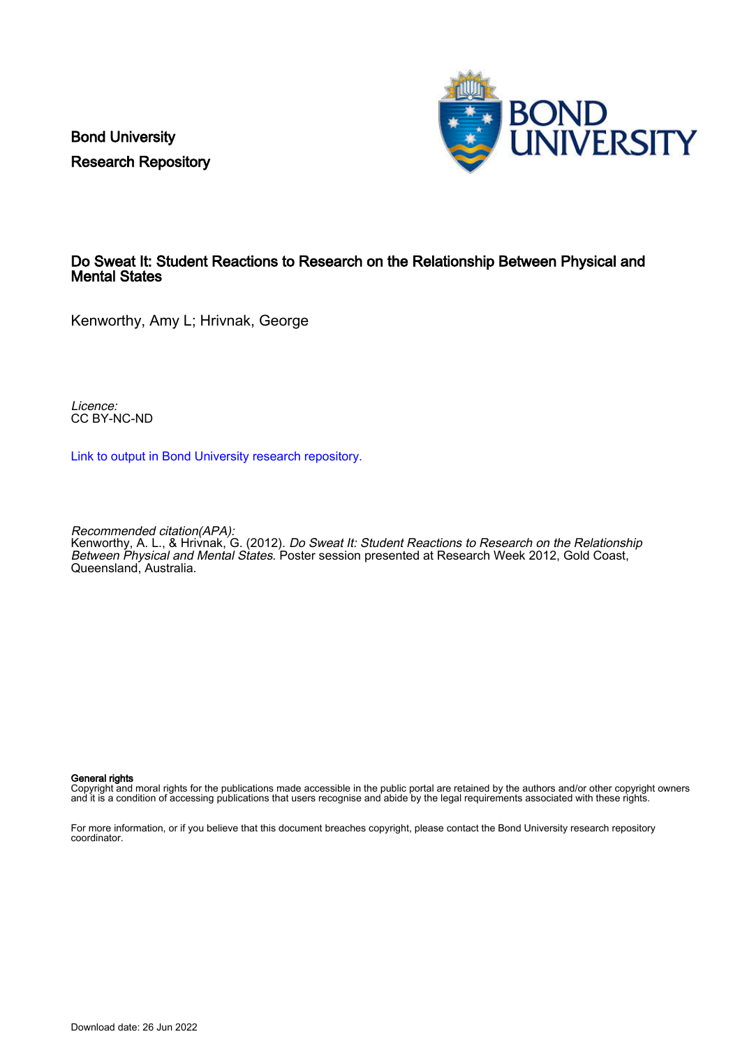Bond University
Research Repository

# Do Sweat It: Student Reactions to Research on the Relationship Between Physical and Mental States

Kenworthy, Amy L; Hrivnak, George

*Licence:*
CC BY-NC-ND

Link to output in Bond University research repository.

*Recommended citation(APA):*
Kenworthy, A. L., & Hrivnak, G. (2012). *Do Sweat It: Student Reactions to Research on the Relationship Between Physical and Mental States*. Poster session presented at Research Week 2012, Gold Coast, Queensland, Australia.

**General rights**
Copyright and moral rights for the publications made accessible in the public portal are retained by the authors and/or other copyright owners and it is a condition of accessing publications that users recognise and abide by the legal requirements associated with these rights.

For more information, or if you believe that this document breaches copyright, please contact the Bond University research repository coordinator.

Download date: 26 Jun 2022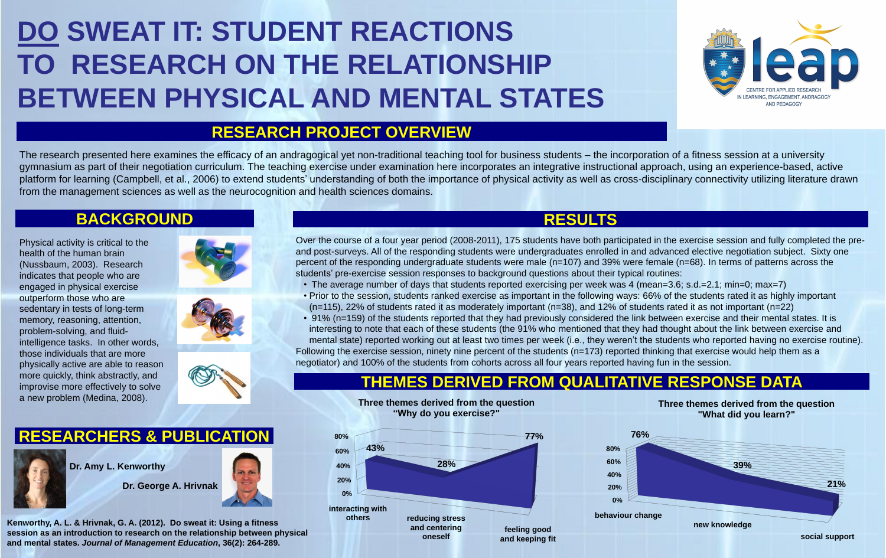# DO SWEAT IT: STUDENT REACTIONS TO RESEARCH ON THE RELATIONSHIP BETWEEN PHYSICAL AND MENTAL STATES

CENTRE FOR APPLIED RESEARCH IN LEARNING, ENGAGEMENT, ANDRAGOGY AND PEDAGOGY

## RESEARCH PROJECT OVERVIEW

The research presented here examines the efficacy of an andragogical yet non-traditional teaching tool for business students – the incorporation of a fitness session at a university gymnasium as part of their negotiation curriculum. The teaching exercise under examination here incorporates an integrative instructional approach, using an experience-based, active platform for learning (Campbell, et al., 2006) to extend students' understanding of both the importance of physical activity as well as cross-disciplinary connectivity utilizing literature drawn from the management sciences as well as the neurocognition and health sciences domains.

## BACKGROUND

Physical activity is critical to the health of the human brain (Nussbaum, 2003). Research indicates that people who are engaged in physical exercise outperform those who are sedentary in tests of long-term memory, reasoning, attention, problem-solving, and fluid-intelligence tasks. In other words, those individuals that are more physically active are able to reason more quickly, think abstractly, and improvise more effectively to solve a new problem (Medina, 2008).

## RESULTS

Over the course of a four year period (2008-2011), 175 students have both participated in the exercise session and fully completed the pre- and post-surveys. All of the responding students were undergraduates enrolled in and advanced elective negotiation subject. Sixty one percent of the responding undergraduate students were male (n=107) and 39% were female (n=68). In terms of patterns across the students' pre-exercise session responses to background questions about their typical routines:

- The average number of days that students reported exercising per week was 4 (mean=3.6; s.d.=2.1; min=0; max=7)
- Prior to the session, students ranked exercise as important in the following ways: 66% of the students rated it as highly important (n=115), 22% of students rated it as moderately important (n=38), and 12% of students rated it as not important (n=22)
- 91% (n=159) of the students reported that they had previously considered the link between exercise and their mental states. It is interesting to note that each of these students (the 91% who mentioned that they had thought about the link between exercise and mental state) reported working out at least two times per week (i.e., they weren't the students who reported having no exercise routine).

Following the exercise session, ninety nine percent of the students (n=173) reported thinking that exercise would help them as a negotiator) and 100% of the students from cohorts across all four years reported having fun in the session.

## RESEARCHERS & PUBLICATION

Dr. Amy L. Kenworthy

Dr. George A. Hrivnak

Kenworthy, A. L. & Hrivnak, G. A. (2012). Do sweat it: Using a fitness session as an introduction to research on the relationship between physical and mental states. *Journal of Management Education*, 36(2): 264-289.

## THEMES DERIVED FROM QUALITATIVE RESPONSE DATA

Three themes derived from the question "Why do you exercise?"

0%
20%
40%
60%
80%

43%
28%
77%

interacting with others
reducing stress and centering oneself
feeling good and keeping fit

Three themes derived from the question "What did you learn?"

0%
20%
40%
60%
80%

76%
39%
21%

behaviour change
new knowledge
social support